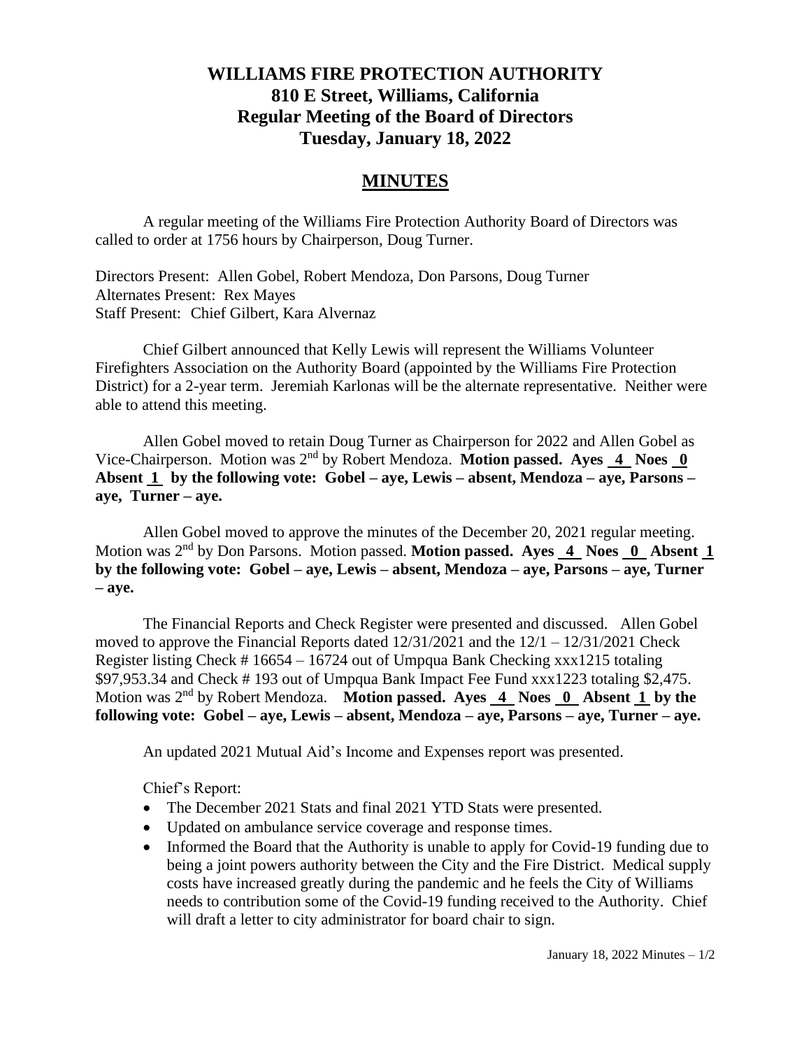# WILLIAMS FIRE PROTECTION AUTHORITY
## 810 E Street, Williams, California
## Regular Meeting of the Board of Directors
## Tuesday, January 18, 2022

## MINUTES

A regular meeting of the Williams Fire Protection Authority Board of Directors was called to order at 1756 hours by Chairperson, Doug Turner.

Directors Present: Allen Gobel, Robert Mendoza, Don Parsons, Doug Turner
Alternates Present: Rex Mayes
Staff Present: Chief Gilbert, Kara Alvernaz

Chief Gilbert announced that Kelly Lewis will represent the Williams Volunteer Firefighters Association on the Authority Board (appointed by the Williams Fire Protection District) for a 2-year term. Jeremiah Karlonas will be the alternate representative. Neither were able to attend this meeting.

Allen Gobel moved to retain Doug Turner as Chairperson for 2022 and Allen Gobel as Vice-Chairperson. Motion was 2nd by Robert Mendoza. **Motion passed. Ayes 4 Noes 0 Absent 1 by the following vote: Gobel – aye, Lewis – absent, Mendoza – aye, Parsons – aye, Turner – aye.**

Allen Gobel moved to approve the minutes of the December 20, 2021 regular meeting. Motion was 2nd by Don Parsons. Motion passed. **Motion passed. Ayes 4 Noes 0 Absent 1 by the following vote: Gobel – aye, Lewis – absent, Mendoza – aye, Parsons – aye, Turner – aye.**

The Financial Reports and Check Register were presented and discussed. Allen Gobel moved to approve the Financial Reports dated 12/31/2021 and the 12/1 – 12/31/2021 Check Register listing Check # 16654 – 16724 out of Umpqua Bank Checking xxx1215 totaling $97,953.34 and Check # 193 out of Umpqua Bank Impact Fee Fund xxx1223 totaling $2,475. Motion was 2nd by Robert Mendoza. **Motion passed. Ayes 4 Noes 0 Absent 1 by the following vote: Gobel – aye, Lewis – absent, Mendoza – aye, Parsons – aye, Turner – aye.**

An updated 2021 Mutual Aid's Income and Expenses report was presented.

Chief's Report:

- The December 2021 Stats and final 2021 YTD Stats were presented.
- Updated on ambulance service coverage and response times.
- Informed the Board that the Authority is unable to apply for Covid-19 funding due to being a joint powers authority between the City and the Fire District. Medical supply costs have increased greatly during the pandemic and he feels the City of Williams needs to contribution some of the Covid-19 funding received to the Authority. Chief will draft a letter to city administrator for board chair to sign.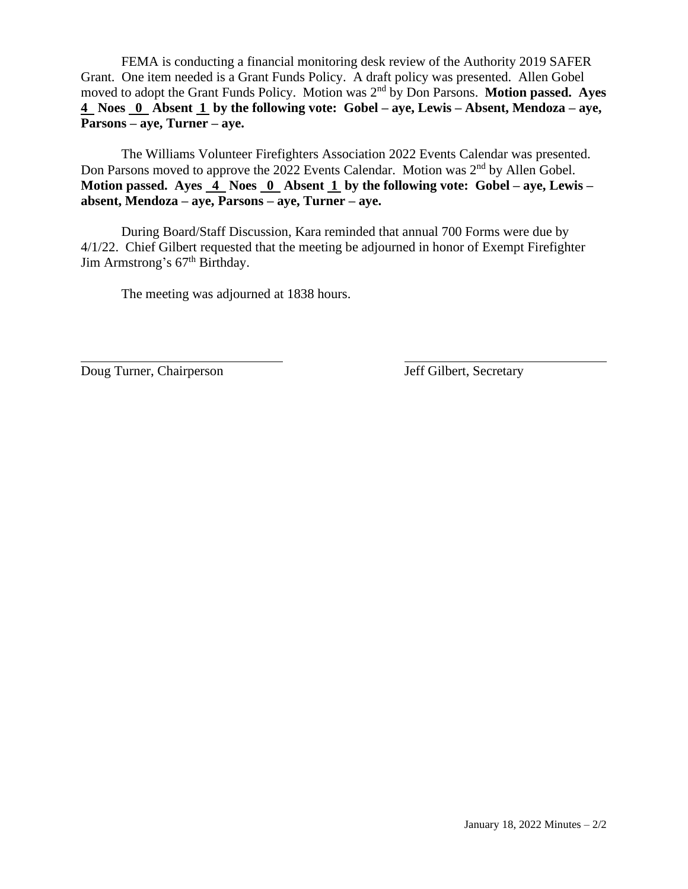FEMA is conducting a financial monitoring desk review of the Authority 2019 SAFER Grant. One item needed is a Grant Funds Policy. A draft policy was presented. Allen Gobel moved to adopt the Grant Funds Policy. Motion was 2nd by Don Parsons. **Motion passed. Ayes 4 Noes 0 Absent 1 by the following vote: Gobel – aye, Lewis – Absent, Mendoza – aye, Parsons – aye, Turner – aye.**

The Williams Volunteer Firefighters Association 2022 Events Calendar was presented. Don Parsons moved to approve the 2022 Events Calendar. Motion was 2nd by Allen Gobel. **Motion passed. Ayes 4 Noes 0 Absent 1 by the following vote: Gobel – aye, Lewis – absent, Mendoza – aye, Parsons – aye, Turner – aye.**

During Board/Staff Discussion, Kara reminded that annual 700 Forms were due by 4/1/22. Chief Gilbert requested that the meeting be adjourned in honor of Exempt Firefighter Jim Armstrong's 67th Birthday.

The meeting was adjourned at 1838 hours.

Doug Turner, Chairperson

Jeff Gilbert, Secretary